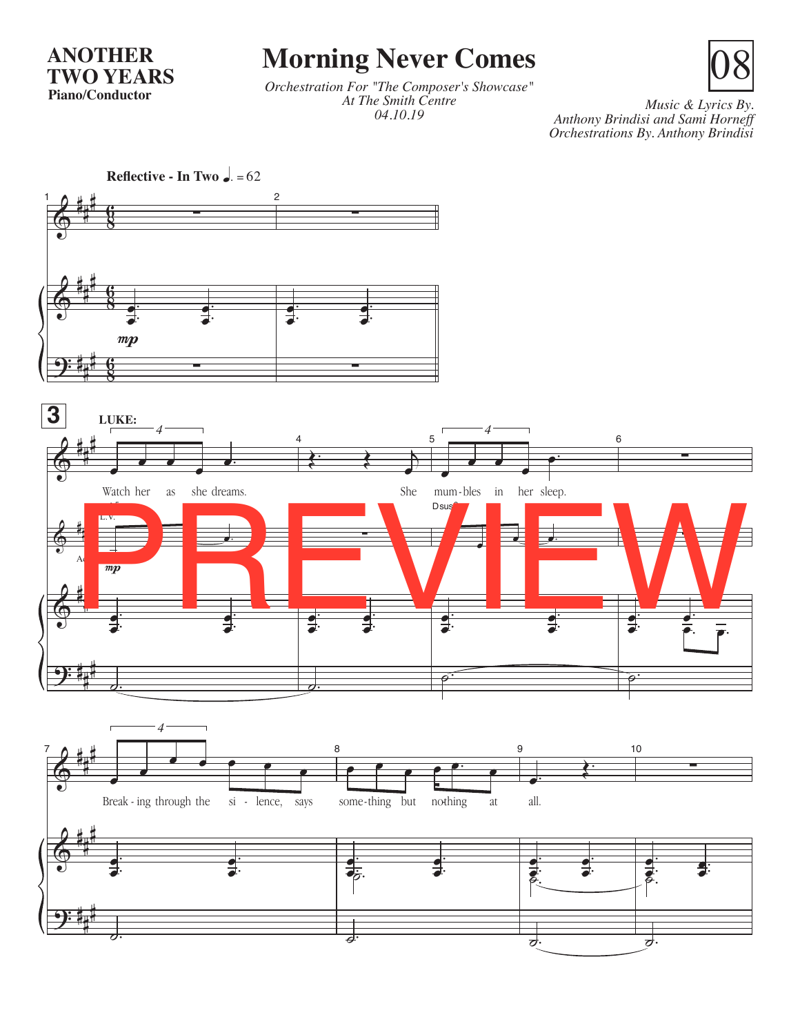**ANOTHER TWO YEARS**
**Piano/Conductor**

# Morning Never Comes

*Orchestration For "The Composer's Showcase"*
*At The Smith Centre*
*04.10.19*

08

*Music & Lyrics By.*
*Anthony Brindisi and Sami Horneff*
*Orchestrations By. Anthony Brindisi*

**Reflective - In Two** ♩. = 62

LUKE:

Watch her as she dreams. She mum-bles in her sleep.

Break-ing through the si-lence, says some-thing but nothing at all.

PREVIEW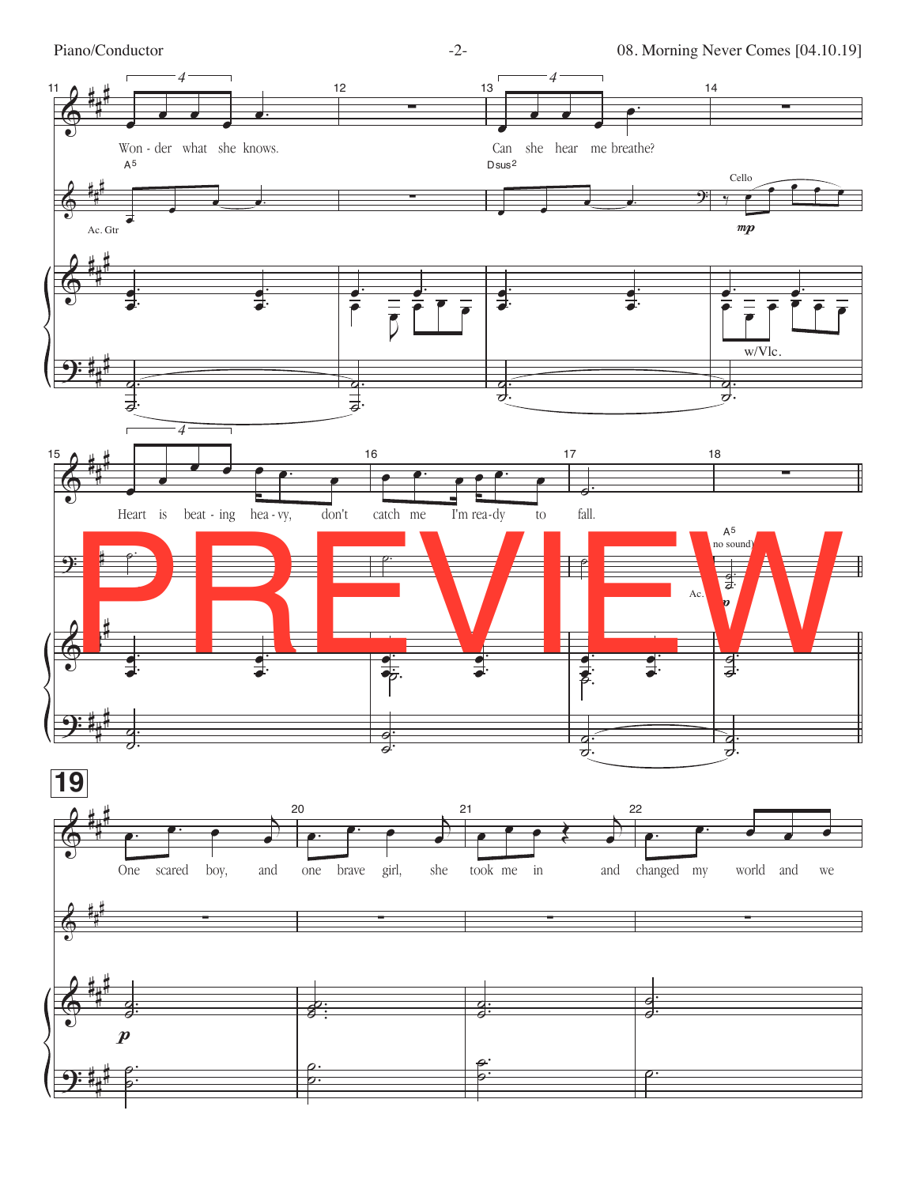Won - der what she knows. Can she hear me breathe?

A5 Dsus2

Ac. Gtr

Cello *mp*

w/Vlc.

Heart is beat - ing hea - vy, don't catch me I'm rea-dy to fall.

A5 (no sound)

Ac.

*p*

**19**

One scared boy, and one brave girl, she took me in and changed my world and we

*p*

PREVIEW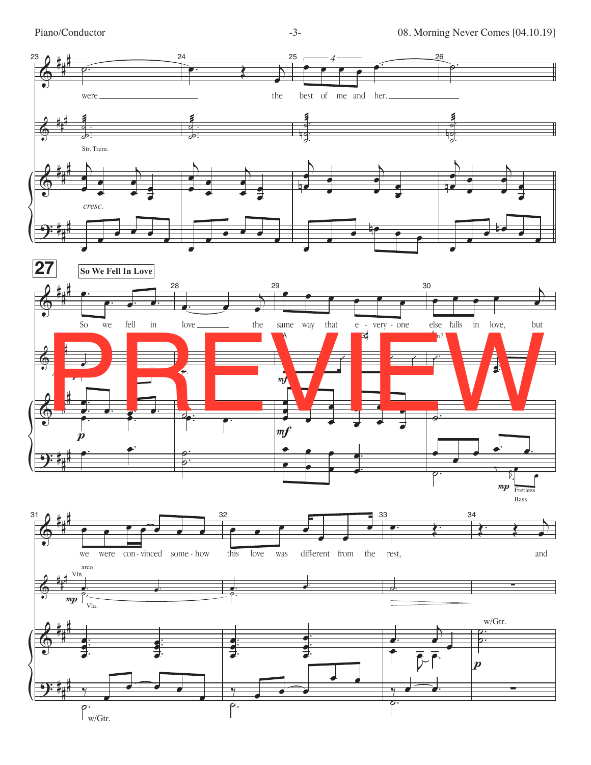**27**

**So We Fell In Love**

were the best of me and her.

So we fell in love the same way that e - very - one else falls in love, but we were con - vinced some - how this love was different from the rest, and

Str. Trem.

*cresc.*

arco Vln.

Vla.

w/Gtr.

Fretless Bass

PREVIEW